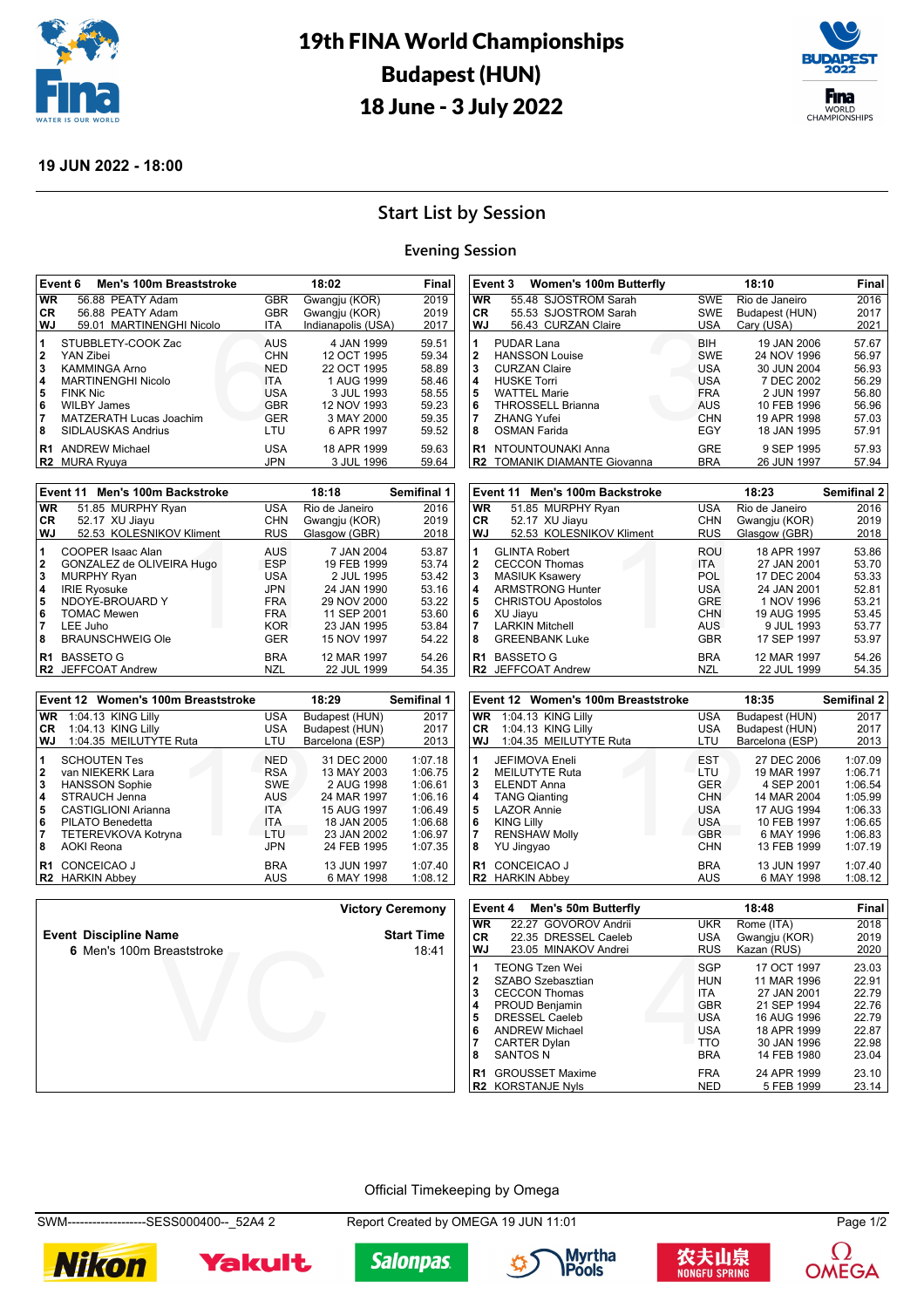# 19th FINA World Championships Budapest (HUN) 18 June - 3 July 2022

**19 JUN 2022 - 18:00**

## Start List by Session

### Evening Session

| Event 6 | Men's 100m Breaststroke | | 18:02 | Final |
|---|---|---|---|---|
| WR | 56.88 PEATY Adam | GBR | Gwangju (KOR) | 2019 |
| CR | 56.88 PEATY Adam | GBR | Gwangju (KOR) | 2019 |
| WJ | 59.01 MARTINENGHI Nicolo | ITA | Indianapolis (USA) | 2017 |
| 1 | STUBBLETY-COOK Zac | AUS | 4 JAN 1999 | 59.51 |
| 2 | YAN Zibei | CHN | 12 OCT 1995 | 59.34 |
| 3 | KAMMINGA Arno | NED | 22 OCT 1995 | 58.89 |
| 4 | MARTINENGHI Nicolo | ITA | 1 AUG 1999 | 58.46 |
| 5 | FINK Nic | USA | 3 JUL 1993 | 58.55 |
| 6 | WILBY James | GBR | 12 NOV 1993 | 59.23 |
| 7 | MATZERATH Lucas Joachim | GER | 3 MAY 2000 | 59.35 |
| 8 | SIDLAUSKAS Andrius | LTU | 6 APR 1997 | 59.52 |
| R1 | ANDREW Michael | USA | 18 APR 1999 | 59.63 |
| R2 | MURA Ryuya | JPN | 3 JUL 1996 | 59.64 |

| Event 3 | Women's 100m Butterfly | | 18:10 | Final |
|---|---|---|---|---|
| WR | 55.48 SJOSTROM Sarah | SWE | Rio de Janeiro | 2016 |
| CR | 55.53 SJOSTROM Sarah | SWE | Budapest (HUN) | 2017 |
| WJ | 56.43 CURZAN Claire | USA | Cary (USA) | 2021 |
| 1 | PUDAR Lana | BIH | 19 JAN 2006 | 57.67 |
| 2 | HANSSON Louise | SWE | 24 NOV 1996 | 56.97 |
| 3 | CURZAN Claire | USA | 30 JUN 2004 | 56.93 |
| 4 | HUSKE Torri | USA | 7 DEC 2002 | 56.29 |
| 5 | WATTEL Marie | FRA | 2 JUN 1997 | 56.80 |
| 6 | THROSSELL Brianna | AUS | 10 FEB 1996 | 56.96 |
| 7 | ZHANG Yufei | CHN | 19 APR 1998 | 57.03 |
| 8 | OSMAN Farida | EGY | 18 JAN 1995 | 57.91 |
| R1 | NTOUNTOUNAKI Anna | GRE | 9 SEP 1995 | 57.93 |
| R2 | TOMANIK DIAMANTE Giovanna | BRA | 26 JUN 1997 | 57.94 |

| Event 11 | Men's 100m Backstroke | | 18:18 | Semifinal 1 |
|---|---|---|---|---|
| WR | 51.85 MURPHY Ryan | USA | Rio de Janeiro | 2016 |
| CR | 52.17 XU Jiayu | CHN | Gwangju (KOR) | 2019 |
| WJ | 52.53 KOLESNIKOV Kliment | RUS | Glasgow (GBR) | 2018 |
| 1 | COOPER Isaac Alan | AUS | 7 JAN 2004 | 53.87 |
| 2 | GONZALEZ de OLIVEIRA Hugo | ESP | 19 FEB 1999 | 53.74 |
| 3 | MURPHY Ryan | USA | 2 JUL 1995 | 53.42 |
| 4 | IRIE Ryosuke | JPN | 24 JAN 1990 | 53.16 |
| 5 | NDOYE-BROUARD Y | FRA | 29 NOV 2000 | 53.22 |
| 6 | TOMAC Mewen | FRA | 11 SEP 2001 | 53.60 |
| 7 | LEE Juho | KOR | 23 JAN 1995 | 53.84 |
| 8 | BRAUNSCHWEIG Ole | GER | 15 NOV 1997 | 54.22 |
| R1 | BASSETO G | BRA | 12 MAR 1997 | 54.26 |
| R2 | JEFFCOAT Andrew | NZL | 22 JUL 1999 | 54.35 |

| Event 11 | Men's 100m Backstroke | | 18:23 | Semifinal 2 |
|---|---|---|---|---|
| WR | 51.85 MURPHY Ryan | USA | Rio de Janeiro | 2016 |
| CR | 52.17 XU Jiayu | CHN | Gwangju (KOR) | 2019 |
| WJ | 52.53 KOLESNIKOV Kliment | RUS | Glasgow (GBR) | 2018 |
| 1 | GLINTA Robert | ROU | 18 APR 1997 | 53.86 |
| 2 | CECCON Thomas | ITA | 27 JAN 2001 | 53.70 |
| 3 | MASIUK Ksawery | POL | 17 DEC 2004 | 53.33 |
| 4 | ARMSTRONG Hunter | USA | 24 JAN 2001 | 52.81 |
| 5 | CHRISTOU Apostolos | GRE | 1 NOV 1996 | 53.21 |
| 6 | XU Jiayu | CHN | 19 AUG 1995 | 53.45 |
| 7 | LARKIN Mitchell | AUS | 9 JUL 1993 | 53.77 |
| 8 | GREENBANK Luke | GBR | 17 SEP 1997 | 53.97 |
| R1 | BASSETO G | BRA | 12 MAR 1997 | 54.26 |
| R2 | JEFFCOAT Andrew | NZL | 22 JUL 1999 | 54.35 |

| Event 12 | Women's 100m Breaststroke | | 18:29 | Semifinal 1 |
|---|---|---|---|---|
| WR | 1:04.13 KING Lilly | USA | Budapest (HUN) | 2017 |
| CR | 1:04.13 KING Lilly | USA | Budapest (HUN) | 2017 |
| WJ | 1:04.35 MEILUTYTE Ruta | LTU | Barcelona (ESP) | 2013 |
| 1 | SCHOUTEN Tes | NED | 31 DEC 2000 | 1:07.18 |
| 2 | van NIEKERK Lara | RSA | 13 MAY 2003 | 1:06.75 |
| 3 | HANSSON Sophie | SWE | 2 AUG 1998 | 1:06.61 |
| 4 | STRAUCH Jenna | AUS | 24 MAR 1997 | 1:06.16 |
| 5 | CASTIGLIONI Arianna | ITA | 15 AUG 1997 | 1:06.49 |
| 6 | PILATO Benedetta | ITA | 18 JAN 2005 | 1:06.68 |
| 7 | TETEREVKOVA Kotryna | LTU | 23 JAN 2002 | 1:06.97 |
| 8 | AOKI Reona | JPN | 24 FEB 1995 | 1:07.35 |
| R1 | CONCEICAO J | BRA | 13 JUN 1997 | 1:07.40 |
| R2 | HARKIN Abbey | AUS | 6 MAY 1998 | 1:08.12 |

| Event 12 | Women's 100m Breaststroke | | 18:35 | Semifinal 2 |
|---|---|---|---|---|
| WR | 1:04.13 KING Lilly | USA | Budapest (HUN) | 2017 |
| CR | 1:04.13 KING Lilly | USA | Budapest (HUN) | 2017 |
| WJ | 1:04.35 MEILUTYTE Ruta | LTU | Barcelona (ESP) | 2013 |
| 1 | JEFIMOVA Eneli | EST | 27 DEC 2006 | 1:07.09 |
| 2 | MEILUTYTE Ruta | LTU | 19 MAR 1997 | 1:06.71 |
| 3 | ELENDT Anna | GER | 4 SEP 2001 | 1:06.54 |
| 4 | TANG Qianting | CHN | 14 MAR 2004 | 1:05.99 |
| 5 | LAZOR Annie | USA | 17 AUG 1994 | 1:06.33 |
| 6 | KING Lilly | USA | 10 FEB 1997 | 1:06.65 |
| 7 | RENSHAW Molly | GBR | 6 MAY 1996 | 1:06.83 |
| 8 | YU Jingyao | CHN | 13 FEB 1999 | 1:07.19 |
| R1 | CONCEICAO J | BRA | 13 JUN 1997 | 1:07.40 |
| R2 | HARKIN Abbey | AUS | 6 MAY 1998 | 1:08.12 |

**Victory Ceremony**

| Event Discipline Name | Start Time |
|---|---|
| 6 Men's 100m Breaststroke | 18:41 |

| Event 4 | Men's 50m Butterfly | | 18:48 | Final |
|---|---|---|---|---|
| WR | 22.27 GOVOROV Andrii | UKR | Rome (ITA) | 2018 |
| CR | 22.35 DRESSEL Caeleb | USA | Gwangju (KOR) | 2019 |
| WJ | 23.05 MINAKOV Andrei | RUS | Kazan (RUS) | 2020 |
| 1 | TEONG Tzen Wei | SGP | 17 OCT 1997 | 23.03 |
| 2 | SZABO Szebasztian | HUN | 11 MAR 1996 | 22.91 |
| 3 | CECCON Thomas | ITA | 27 JAN 2001 | 22.79 |
| 4 | PROUD Benjamin | GBR | 21 SEP 1994 | 22.76 |
| 5 | DRESSEL Caeleb | USA | 16 AUG 1996 | 22.79 |
| 6 | ANDREW Michael | USA | 18 APR 1999 | 22.87 |
| 7 | CARTER Dylan | TTO | 30 JAN 1996 | 22.98 |
| 8 | SANTOS N | BRA | 14 FEB 1980 | 23.04 |
| R1 | GROUSSET Maxime | FRA | 24 APR 1999 | 23.10 |
| R2 | KORSTANJE Nyls | NED | 5 FEB 1999 | 23.14 |

Official Timekeeping by Omega

SWM-------------------SESS000400--_52A4 2 Report Created by OMEGA 19 JUN 11:01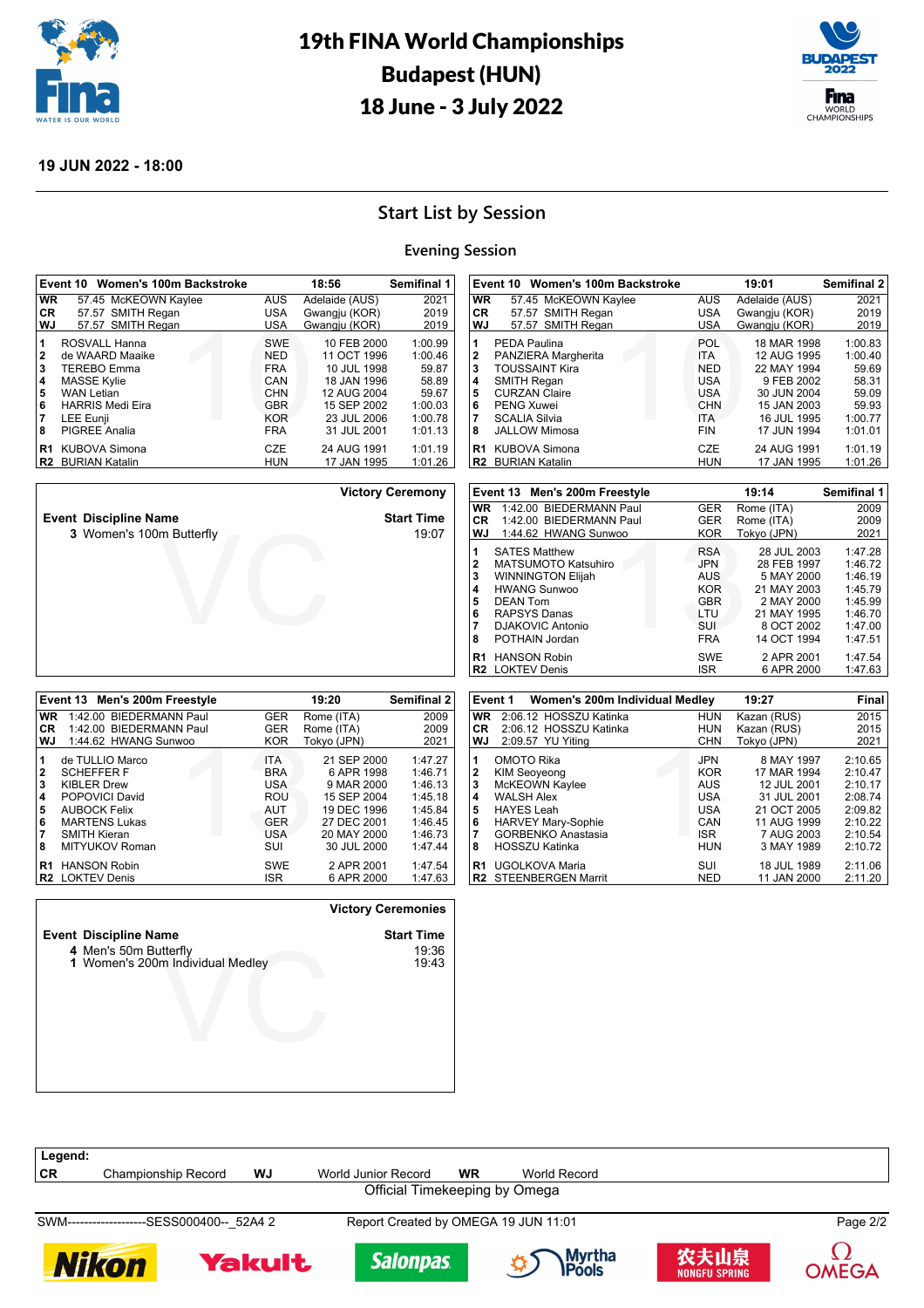# 19th FINA World Championships Budapest (HUN) 18 June - 3 July 2022

**19 JUN 2022 - 18:00**

## Start List by Session

### Evening Session

| Event 10 Women's 100m Backstroke | | | 18:56 | Semifinal 1 |
|---|---|---|---|---|
| WR | 57.45 McKEOWN Kaylee | AUS | Adelaide (AUS) | 2021 |
| CR | 57.57 SMITH Regan | USA | Gwangju (KOR) | 2019 |
| WJ | 57.57 SMITH Regan | USA | Gwangju (KOR) | 2019 |
| 1 | ROSVALL Hanna | SWE | 10 FEB 2000 | 1:00.99 |
| 2 | de WAARD Maaike | NED | 11 OCT 1996 | 1:00.46 |
| 3 | TEREBO Emma | FRA | 10 JUL 1998 | 59.87 |
| 4 | MASSE Kylie | CAN | 18 JAN 1996 | 58.89 |
| 5 | WAN Letian | CHN | 12 AUG 2004 | 59.67 |
| 6 | HARRIS Medi Eira | GBR | 15 SEP 2002 | 1:00.03 |
| 7 | LEE Eunji | KOR | 23 JUL 2006 | 1:00.78 |
| 8 | PIGREE Analia | FRA | 31 JUL 2001 | 1:01.13 |
| R1 | KUBOVA Simona | CZE | 24 AUG 1991 | 1:01.19 |
| R2 | BURIAN Katalin | HUN | 17 JAN 1995 | 1:01.26 |

| Event 10 Women's 100m Backstroke | | | 19:01 | Semifinal 2 |
|---|---|---|---|---|
| WR | 57.45 McKEOWN Kaylee | AUS | Adelaide (AUS) | 2021 |
| CR | 57.57 SMITH Regan | USA | Gwangju (KOR) | 2019 |
| WJ | 57.57 SMITH Regan | USA | Gwangju (KOR) | 2019 |
| 1 | PEDA Paulina | POL | 18 MAR 1998 | 1:00.83 |
| 2 | PANZIERA Margherita | ITA | 12 AUG 1995 | 1:00.40 |
| 3 | TOUSSAINT Kira | NED | 22 MAY 1994 | 59.69 |
| 4 | SMITH Regan | USA | 9 FEB 2002 | 58.31 |
| 5 | CURZAN Claire | USA | 30 JUN 2004 | 59.09 |
| 6 | PENG Xuwei | CHN | 15 JAN 2003 | 59.93 |
| 7 | SCALIA Silvia | ITA | 16 JUL 1995 | 1:00.77 |
| 8 | JALLOW Mimosa | FIN | 17 JUN 1994 | 1:01.01 |
| R1 | KUBOVA Simona | CZE | 24 AUG 1991 | 1:01.19 |
| R2 | BURIAN Katalin | HUN | 17 JAN 1995 | 1:01.26 |

**Victory Ceremony**

| Event | Discipline Name | Start Time |
|---|---|---|
| 3 | Women's 100m Butterfly | 19:07 |

| Event 13 Men's 200m Freestyle | | | 19:14 | Semifinal 1 |
|---|---|---|---|---|
| WR | 1:42.00 BIEDERMANN Paul | GER | Rome (ITA) | 2009 |
| CR | 1:42.00 BIEDERMANN Paul | GER | Rome (ITA) | 2009 |
| WJ | 1:44.62 HWANG Sunwoo | KOR | Tokyo (JPN) | 2021 |
| 1 | SATES Matthew | RSA | 28 JUL 2003 | 1:47.28 |
| 2 | MATSUMOTO Katsuhiro | JPN | 28 FEB 1997 | 1:46.72 |
| 3 | WINNINGTON Elijah | AUS | 5 MAY 2000 | 1:46.19 |
| 4 | HWANG Sunwoo | KOR | 21 MAY 2003 | 1:45.79 |
| 5 | DEAN Tom | GBR | 2 MAY 2000 | 1:45.99 |
| 6 | RAPSYS Danas | LTU | 21 MAY 1995 | 1:46.70 |
| 7 | DJAKOVIC Antonio | SUI | 8 OCT 2002 | 1:47.00 |
| 8 | POTHAIN Jordan | FRA | 14 OCT 1994 | 1:47.51 |
| R1 | HANSON Robin | SWE | 2 APR 2001 | 1:47.54 |
| R2 | LOKTEV Denis | ISR | 6 APR 2000 | 1:47.63 |

| Event 13 Men's 200m Freestyle | | | 19:20 | Semifinal 2 |
|---|---|---|---|---|
| WR | 1:42.00 BIEDERMANN Paul | GER | Rome (ITA) | 2009 |
| CR | 1:42.00 BIEDERMANN Paul | GER | Rome (ITA) | 2009 |
| WJ | 1:44.62 HWANG Sunwoo | KOR | Tokyo (JPN) | 2021 |
| 1 | de TULLIO Marco | ITA | 21 SEP 2000 | 1:47.27 |
| 2 | SCHEFFER F | BRA | 6 APR 1998 | 1:46.71 |
| 3 | KIBLER Drew | USA | 9 MAR 2000 | 1:46.13 |
| 4 | POPOVICI David | ROU | 15 SEP 2004 | 1:45.18 |
| 5 | AUBOCK Felix | AUT | 19 DEC 1996 | 1:45.84 |
| 6 | MARTENS Lukas | GER | 27 DEC 2001 | 1:46.45 |
| 7 | SMITH Kieran | USA | 20 MAY 2000 | 1:46.73 |
| 8 | MITYUKOV Roman | SUI | 30 JUL 2000 | 1:47.44 |
| R1 | HANSON Robin | SWE | 2 APR 2001 | 1:47.54 |
| R2 | LOKTEV Denis | ISR | 6 APR 2000 | 1:47.63 |

| Event 1 Women's 200m Individual Medley | | | 19:27 | Final |
|---|---|---|---|---|
| WR | 2:06.12 HOSSZU Katinka | HUN | Kazan (RUS) | 2015 |
| CR | 2:06.12 HOSSZU Katinka | HUN | Kazan (RUS) | 2015 |
| WJ | 2:09.57 YU Yiting | CHN | Tokyo (JPN) | 2021 |
| 1 | OMOTO Rika | JPN | 8 MAY 1997 | 2:10.65 |
| 2 | KIM Seoyeong | KOR | 17 MAR 1994 | 2:10.47 |
| 3 | McKEOWN Kaylee | AUS | 12 JUL 2001 | 2:10.17 |
| 4 | WALSH Alex | USA | 31 JUL 2001 | 2:08.74 |
| 5 | HAYES Leah | USA | 21 OCT 2005 | 2:09.82 |
| 6 | HARVEY Mary-Sophie | CAN | 11 AUG 1999 | 2:10.22 |
| 7 | GORBENKO Anastasia | ISR | 7 AUG 2003 | 2:10.54 |
| 8 | HOSSZU Katinka | HUN | 3 MAY 1989 | 2:10.72 |
| R1 | UGOLKOVA Maria | SUI | 18 JUL 1989 | 2:11.06 |
| R2 | STEENBERGEN Marrit | NED | 11 JAN 2000 | 2:11.20 |

**Victory Ceremonies**

| Event | Discipline Name | Start Time |
|---|---|---|
| 4 | Men's 50m Butterfly | 19:36 |
| 1 | Women's 200m Individual Medley | 19:43 |

**Legend:**

| | | | | | |
|---|---|---|---|---|---|
| CR | Championship Record | WJ | World Junior Record | WR | World Record |

Official Timekeeping by Omega

SWM-------------------SESS000400--_52A4 2 Report Created by OMEGA 19 JUN 11:01